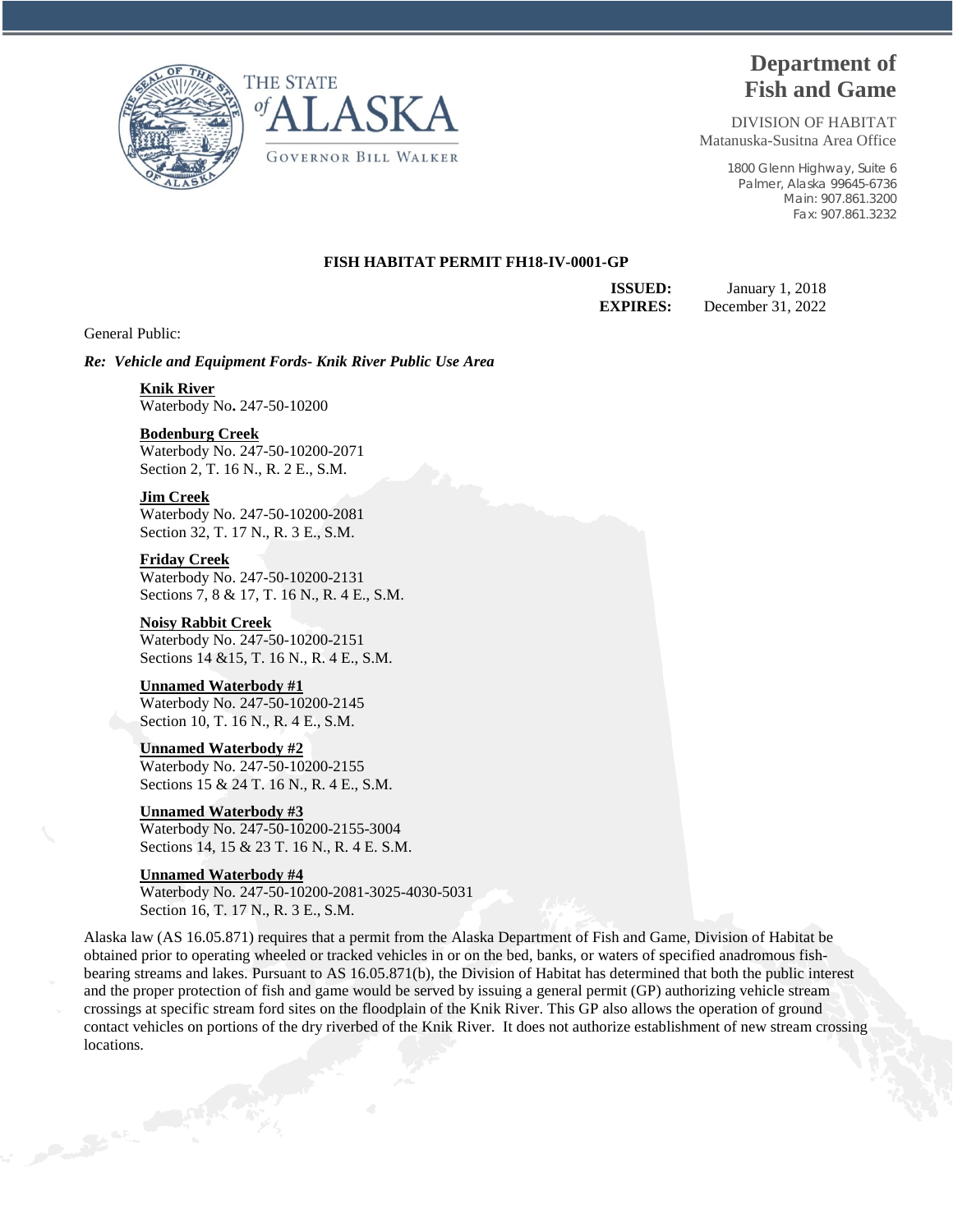THE STATE of ALASKA

GOVERNOR BILL WALKER

# Department of Fish and Game

DIVISION OF HABITAT
Matanuska-Susitna Area Office

1800 Glenn Highway, Suite 6
Palmer, Alaska 99645-6736
Main: 907.861.3200
Fax: 907.861.3232

**FISH HABITAT PERMIT FH18-IV-0001-GP**

**ISSUED:** January 1, 2018
**EXPIRES:** December 31, 2022

General Public:

***Re: Vehicle and Equipment Fords- Knik River Public Use Area***

**Knik River**
Waterbody No**.** 247-50-10200

**Bodenburg Creek**
Waterbody No. 247-50-10200-2071
Section 2, T. 16 N., R. 2 E., S.M.

**Jim Creek**
Waterbody No. 247-50-10200-2081
Section 32, T. 17 N., R. 3 E., S.M.

**Friday Creek**
Waterbody No. 247-50-10200-2131
Sections 7, 8 & 17, T. 16 N., R. 4 E., S.M.

**Noisy Rabbit Creek**
Waterbody No. 247-50-10200-2151
Sections 14 &15, T. 16 N., R. 4 E., S.M.

**Unnamed Waterbody #1**
Waterbody No. 247-50-10200-2145
Section 10, T. 16 N., R. 4 E., S.M.

**Unnamed Waterbody #2**
Waterbody No. 247-50-10200-2155
Sections 15 & 24 T. 16 N., R. 4 E., S.M.

**Unnamed Waterbody #3**
Waterbody No. 247-50-10200-2155-3004
Sections 14, 15 & 23 T. 16 N., R. 4 E. S.M.

**Unnamed Waterbody #4**
Waterbody No. 247-50-10200-2081-3025-4030-5031
Section 16, T. 17 N., R. 3 E., S.M.

Alaska law (AS 16.05.871) requires that a permit from the Alaska Department of Fish and Game, Division of Habitat be obtained prior to operating wheeled or tracked vehicles in or on the bed, banks, or waters of specified anadromous fish-bearing streams and lakes. Pursuant to AS 16.05.871(b), the Division of Habitat has determined that both the public interest and the proper protection of fish and game would be served by issuing a general permit (GP) authorizing vehicle stream crossings at specific stream ford sites on the floodplain of the Knik River. This GP also allows the operation of ground contact vehicles on portions of the dry riverbed of the Knik River. It does not authorize establishment of new stream crossing locations.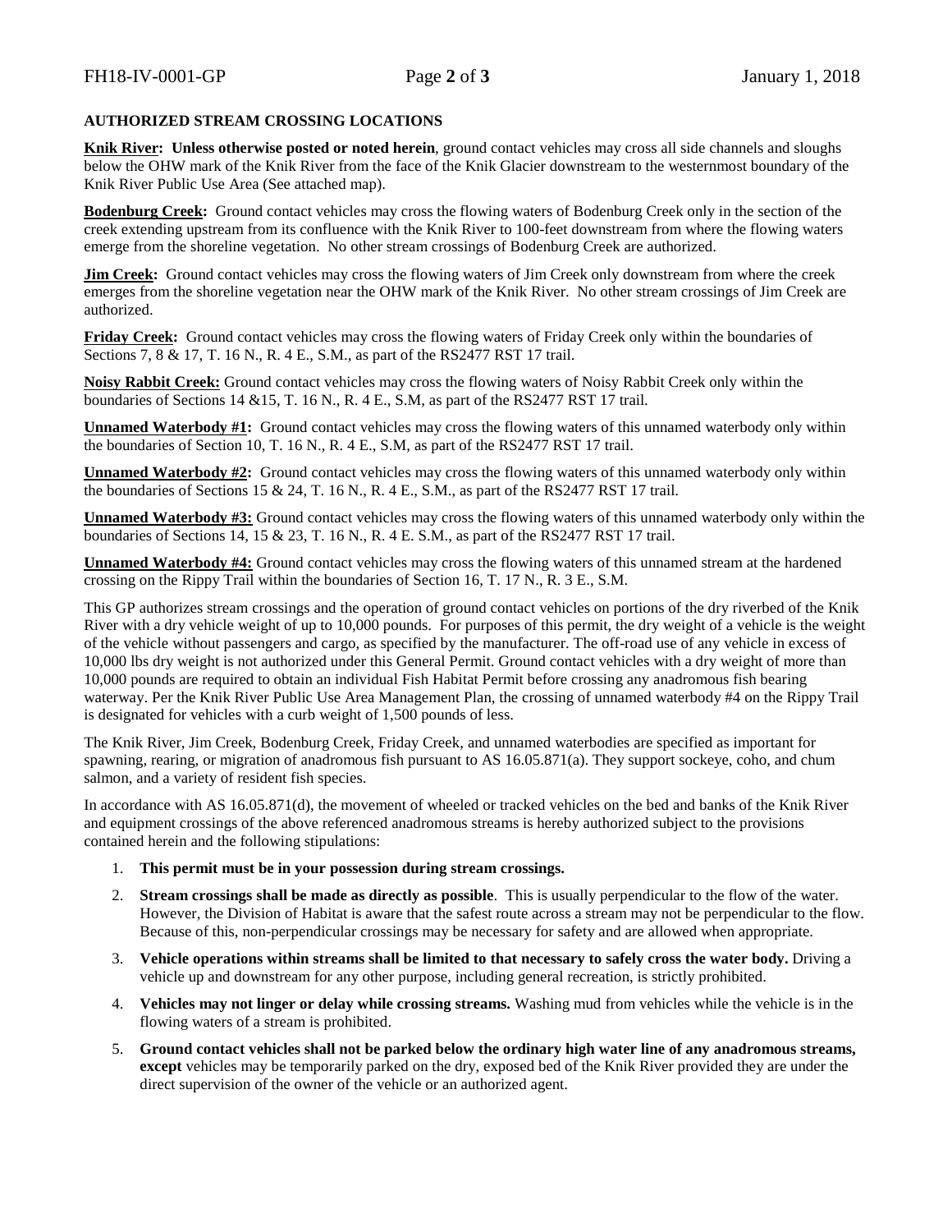**AUTHORIZED STREAM CROSSING LOCATIONS**

**Knik River: Unless otherwise posted or noted herein**, ground contact vehicles may cross all side channels and sloughs below the OHW mark of the Knik River from the face of the Knik Glacier downstream to the westernmost boundary of the Knik River Public Use Area (See attached map).

**Bodenburg Creek:** Ground contact vehicles may cross the flowing waters of Bodenburg Creek only in the section of the creek extending upstream from its confluence with the Knik River to 100-feet downstream from where the flowing waters emerge from the shoreline vegetation. No other stream crossings of Bodenburg Creek are authorized.

**Jim Creek:** Ground contact vehicles may cross the flowing waters of Jim Creek only downstream from where the creek emerges from the shoreline vegetation near the OHW mark of the Knik River. No other stream crossings of Jim Creek are authorized.

**Friday Creek:** Ground contact vehicles may cross the flowing waters of Friday Creek only within the boundaries of Sections 7, 8 & 17, T. 16 N., R. 4 E., S.M., as part of the RS2477 RST 17 trail.

**Noisy Rabbit Creek:** Ground contact vehicles may cross the flowing waters of Noisy Rabbit Creek only within the boundaries of Sections 14 &15, T. 16 N., R. 4 E., S.M, as part of the RS2477 RST 17 trail.

**Unnamed Waterbody #1:** Ground contact vehicles may cross the flowing waters of this unnamed waterbody only within the boundaries of Section 10, T. 16 N., R. 4 E., S.M, as part of the RS2477 RST 17 trail.

**Unnamed Waterbody #2:** Ground contact vehicles may cross the flowing waters of this unnamed waterbody only within the boundaries of Sections 15 & 24, T. 16 N., R. 4 E., S.M., as part of the RS2477 RST 17 trail.

**Unnamed Waterbody #3:** Ground contact vehicles may cross the flowing waters of this unnamed waterbody only within the boundaries of Sections 14, 15 & 23, T. 16 N., R. 4 E. S.M., as part of the RS2477 RST 17 trail.

**Unnamed Waterbody #4:** Ground contact vehicles may cross the flowing waters of this unnamed stream at the hardened crossing on the Rippy Trail within the boundaries of Section 16, T. 17 N., R. 3 E., S.M.

This GP authorizes stream crossings and the operation of ground contact vehicles on portions of the dry riverbed of the Knik River with a dry vehicle weight of up to 10,000 pounds. For purposes of this permit, the dry weight of a vehicle is the weight of the vehicle without passengers and cargo, as specified by the manufacturer. The off-road use of any vehicle in excess of 10,000 lbs dry weight is not authorized under this General Permit. Ground contact vehicles with a dry weight of more than 10,000 pounds are required to obtain an individual Fish Habitat Permit before crossing any anadromous fish bearing waterway. Per the Knik River Public Use Area Management Plan, the crossing of unnamed waterbody #4 on the Rippy Trail is designated for vehicles with a curb weight of 1,500 pounds of less.

The Knik River, Jim Creek, Bodenburg Creek, Friday Creek, and unnamed waterbodies are specified as important for spawning, rearing, or migration of anadromous fish pursuant to AS 16.05.871(a). They support sockeye, coho, and chum salmon, and a variety of resident fish species.

In accordance with AS 16.05.871(d), the movement of wheeled or tracked vehicles on the bed and banks of the Knik River and equipment crossings of the above referenced anadromous streams is hereby authorized subject to the provisions contained herein and the following stipulations:

1. **This permit must be in your possession during stream crossings.**
2. **Stream crossings shall be made as directly as possible**. This is usually perpendicular to the flow of the water. However, the Division of Habitat is aware that the safest route across a stream may not be perpendicular to the flow. Because of this, non-perpendicular crossings may be necessary for safety and are allowed when appropriate.
3. **Vehicle operations within streams shall be limited to that necessary to safely cross the water body.** Driving a vehicle up and downstream for any other purpose, including general recreation, is strictly prohibited.
4. **Vehicles may not linger or delay while crossing streams.** Washing mud from vehicles while the vehicle is in the flowing waters of a stream is prohibited.
5. **Ground contact vehicles shall not be parked below the ordinary high water line of any anadromous streams, except** vehicles may be temporarily parked on the dry, exposed bed of the Knik River provided they are under the direct supervision of the owner of the vehicle or an authorized agent.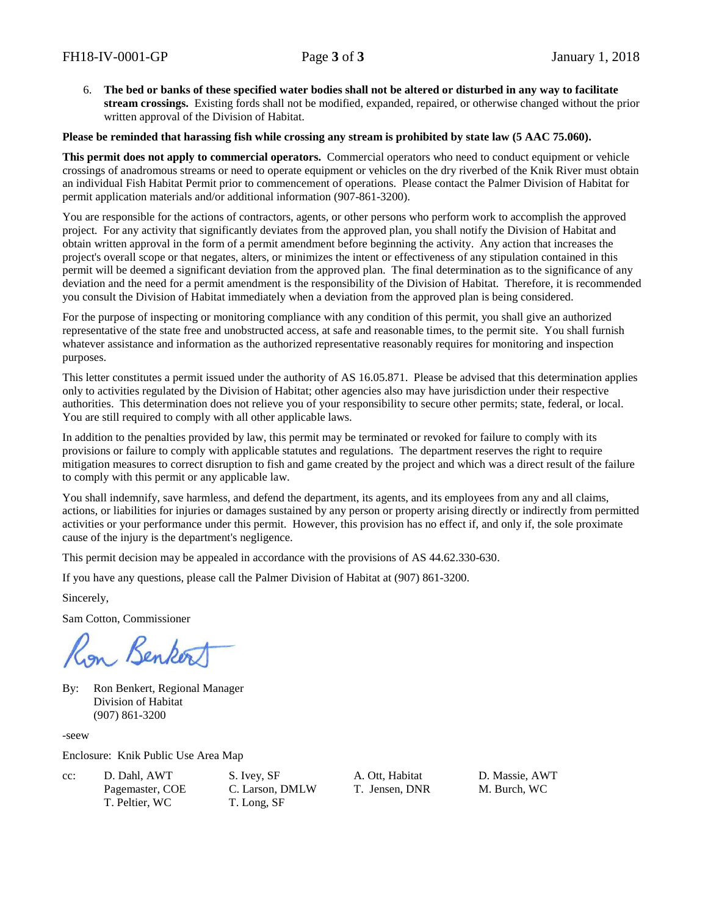6. **The bed or banks of these specified water bodies shall not be altered or disturbed in any way to facilitate stream crossings.** Existing fords shall not be modified, expanded, repaired, or otherwise changed without the prior written approval of the Division of Habitat.

**Please be reminded that harassing fish while crossing any stream is prohibited by state law (5 AAC 75.060).**

**This permit does not apply to commercial operators.** Commercial operators who need to conduct equipment or vehicle crossings of anadromous streams or need to operate equipment or vehicles on the dry riverbed of the Knik River must obtain an individual Fish Habitat Permit prior to commencement of operations. Please contact the Palmer Division of Habitat for permit application materials and/or additional information (907-861-3200).

You are responsible for the actions of contractors, agents, or other persons who perform work to accomplish the approved project. For any activity that significantly deviates from the approved plan, you shall notify the Division of Habitat and obtain written approval in the form of a permit amendment before beginning the activity. Any action that increases the project's overall scope or that negates, alters, or minimizes the intent or effectiveness of any stipulation contained in this permit will be deemed a significant deviation from the approved plan. The final determination as to the significance of any deviation and the need for a permit amendment is the responsibility of the Division of Habitat. Therefore, it is recommended you consult the Division of Habitat immediately when a deviation from the approved plan is being considered.

For the purpose of inspecting or monitoring compliance with any condition of this permit, you shall give an authorized representative of the state free and unobstructed access, at safe and reasonable times, to the permit site. You shall furnish whatever assistance and information as the authorized representative reasonably requires for monitoring and inspection purposes.

This letter constitutes a permit issued under the authority of AS 16.05.871. Please be advised that this determination applies only to activities regulated by the Division of Habitat; other agencies also may have jurisdiction under their respective authorities. This determination does not relieve you of your responsibility to secure other permits; state, federal, or local. You are still required to comply with all other applicable laws.

In addition to the penalties provided by law, this permit may be terminated or revoked for failure to comply with its provisions or failure to comply with applicable statutes and regulations. The department reserves the right to require mitigation measures to correct disruption to fish and game created by the project and which was a direct result of the failure to comply with this permit or any applicable law.

You shall indemnify, save harmless, and defend the department, its agents, and its employees from any and all claims, actions, or liabilities for injuries or damages sustained by any person or property arising directly or indirectly from permitted activities or your performance under this permit. However, this provision has no effect if, and only if, the sole proximate cause of the injury is the department's negligence.

This permit decision may be appealed in accordance with the provisions of AS 44.62.330-630.

If you have any questions, please call the Palmer Division of Habitat at (907) 861-3200.

Sincerely,

Sam Cotton, Commissioner

Ron Benkert

By: Ron Benkert, Regional Manager
Division of Habitat
(907) 861-3200

-seew

Enclosure: Knik Public Use Area Map

cc: D. Dahl, AWT; Pagemaster, COE; T. Peltier, WC; S. Ivey, SF; C. Larson, DMLW; T. Long, SF; A. Ott, Habitat; T. Jensen, DNR; D. Massie, AWT; M. Burch, WC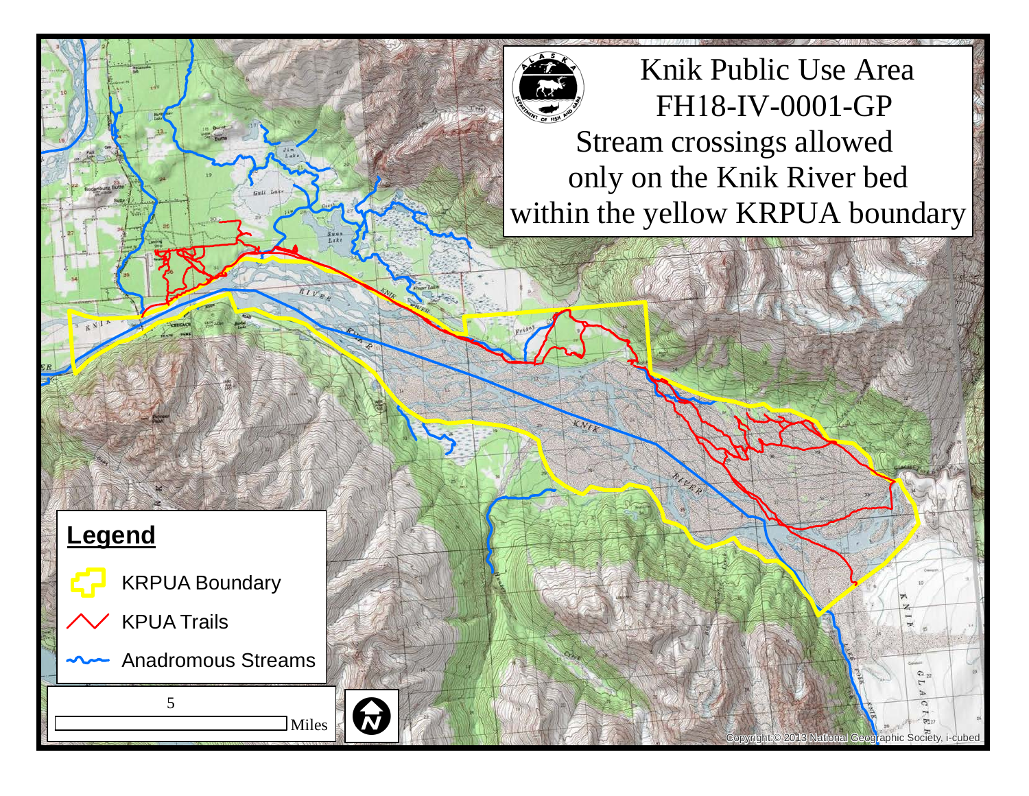Knik Public Use Area
FH18-IV-0001-GP
Stream crossings allowed only on the Knik River bed within the yellow KRPUA boundary

**Legend**

KRPUA Boundary

KPUA Trails

Anadromous Streams

5

Miles

Copyright © 2013 National Geographic Society, i-cubed